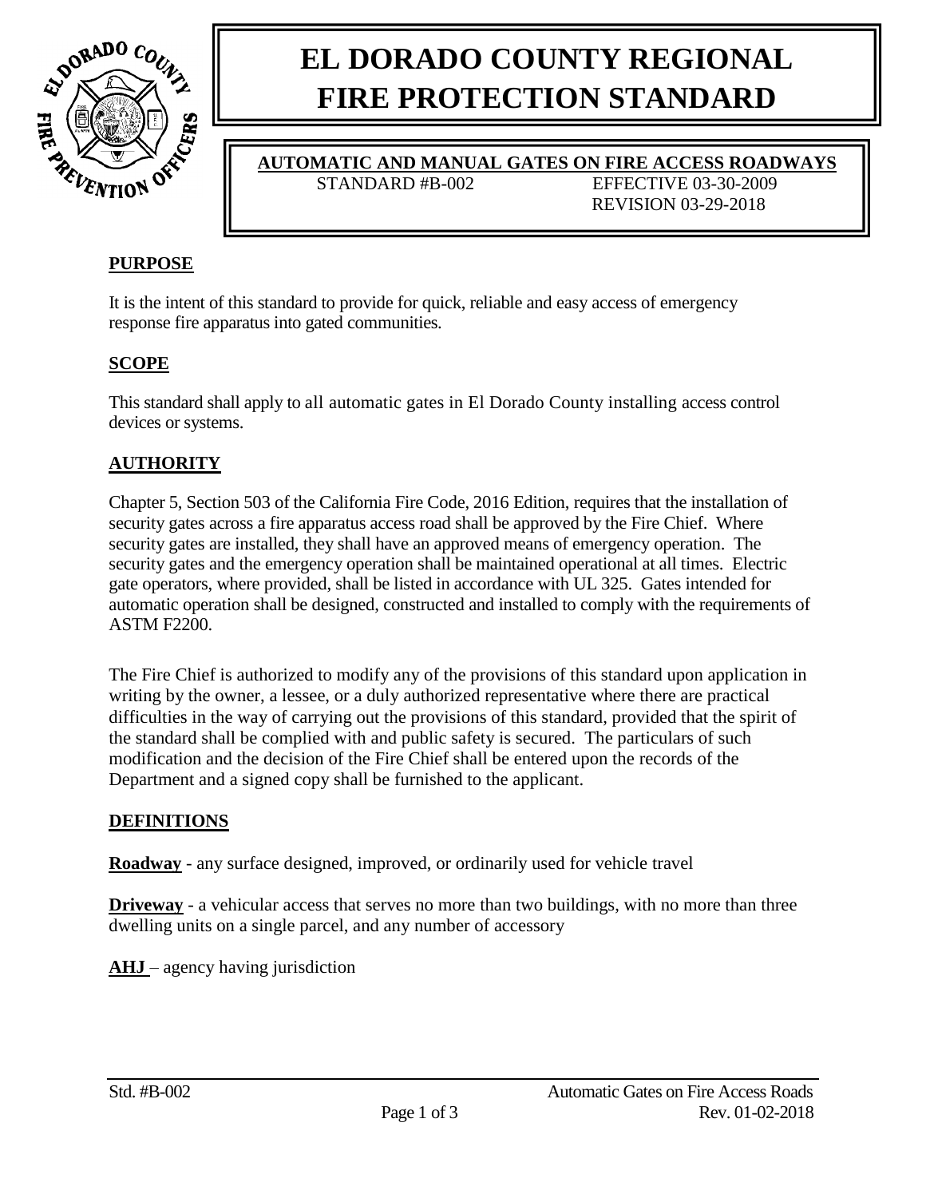# EL DORADO COUNTY REGIONAL FIRE PROTECTION STANDARD

## AUTOMATIC AND MANUAL GATES ON FIRE ACCESS ROADWAYS

STANDARD #B-002 EFFECTIVE 03-30-2009
REVISION 03-29-2018

## PURPOSE

It is the intent of this standard to provide for quick, reliable and easy access of emergency response fire apparatus into gated communities.

## SCOPE

This standard shall apply to all automatic gates in El Dorado County installing access control devices or systems.

## AUTHORITY

Chapter 5, Section 503 of the California Fire Code, 2016 Edition, requires that the installation of security gates across a fire apparatus access road shall be approved by the Fire Chief. Where security gates are installed, they shall have an approved means of emergency operation. The security gates and the emergency operation shall be maintained operational at all times. Electric gate operators, where provided, shall be listed in accordance with UL 325. Gates intended for automatic operation shall be designed, constructed and installed to comply with the requirements of ASTM F2200.

The Fire Chief is authorized to modify any of the provisions of this standard upon application in writing by the owner, a lessee, or a duly authorized representative where there are practical difficulties in the way of carrying out the provisions of this standard, provided that the spirit of the standard shall be complied with and public safety is secured. The particulars of such modification and the decision of the Fire Chief shall be entered upon the records of the Department and a signed copy shall be furnished to the applicant.

## DEFINITIONS

**Roadway** - any surface designed, improved, or ordinarily used for vehicle travel

**Driveway** - a vehicular access that serves no more than two buildings, with no more than three dwelling units on a single parcel, and any number of accessory

**AHJ** – agency having jurisdiction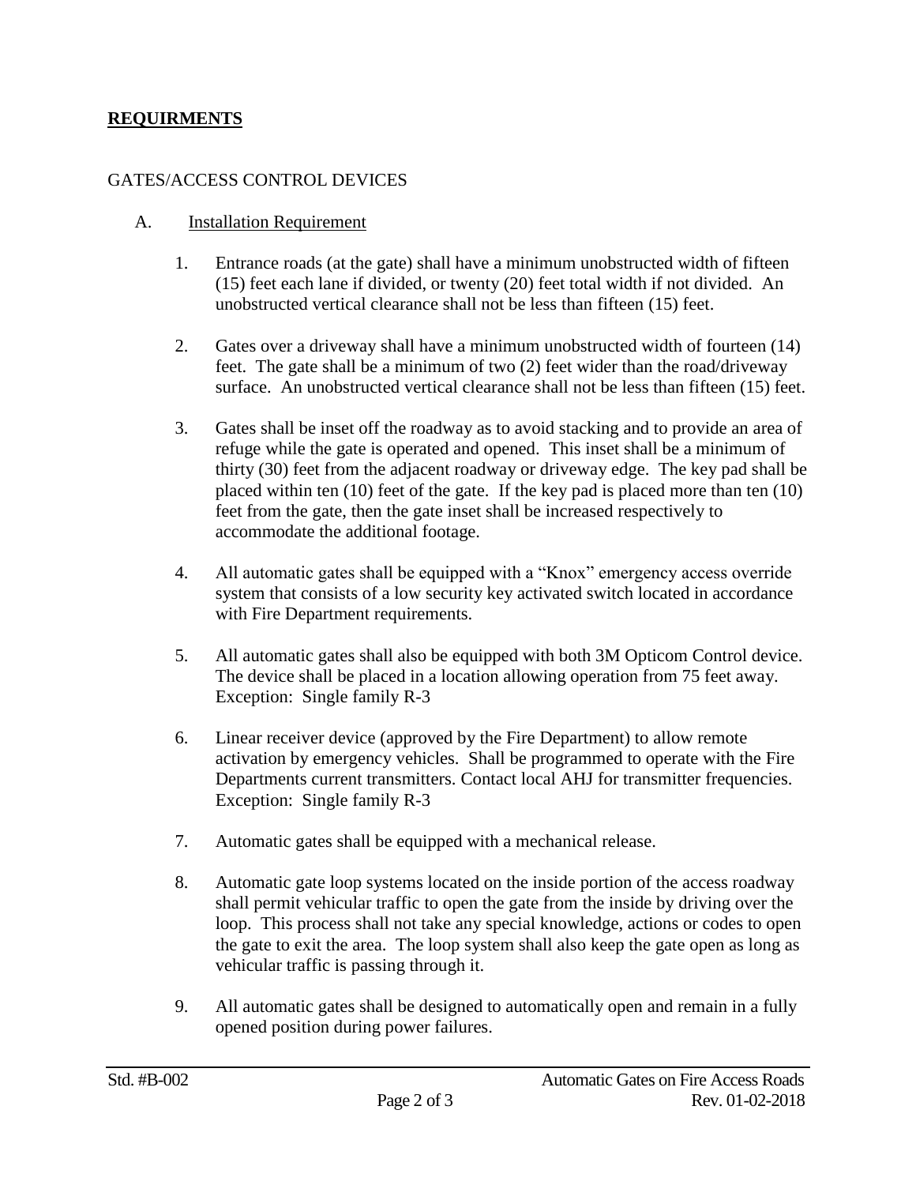## **REQUIRMENTS**

GATES/ACCESS CONTROL DEVICES

A. Installation Requirement

1. Entrance roads (at the gate) shall have a minimum unobstructed width of fifteen (15) feet each lane if divided, or twenty (20) feet total width if not divided. An unobstructed vertical clearance shall not be less than fifteen (15) feet.

2. Gates over a driveway shall have a minimum unobstructed width of fourteen (14) feet. The gate shall be a minimum of two (2) feet wider than the road/driveway surface. An unobstructed vertical clearance shall not be less than fifteen (15) feet.

3. Gates shall be inset off the roadway as to avoid stacking and to provide an area of refuge while the gate is operated and opened. This inset shall be a minimum of thirty (30) feet from the adjacent roadway or driveway edge. The key pad shall be placed within ten (10) feet of the gate. If the key pad is placed more than ten (10) feet from the gate, then the gate inset shall be increased respectively to accommodate the additional footage.

4. All automatic gates shall be equipped with a "Knox" emergency access override system that consists of a low security key activated switch located in accordance with Fire Department requirements.

5. All automatic gates shall also be equipped with both 3M Opticom Control device. The device shall be placed in a location allowing operation from 75 feet away. Exception: Single family R-3

6. Linear receiver device (approved by the Fire Department) to allow remote activation by emergency vehicles. Shall be programmed to operate with the Fire Departments current transmitters. Contact local AHJ for transmitter frequencies. Exception: Single family R-3

7. Automatic gates shall be equipped with a mechanical release.

8. Automatic gate loop systems located on the inside portion of the access roadway shall permit vehicular traffic to open the gate from the inside by driving over the loop. This process shall not take any special knowledge, actions or codes to open the gate to exit the area. The loop system shall also keep the gate open as long as vehicular traffic is passing through it.

9. All automatic gates shall be designed to automatically open and remain in a fully opened position during power failures.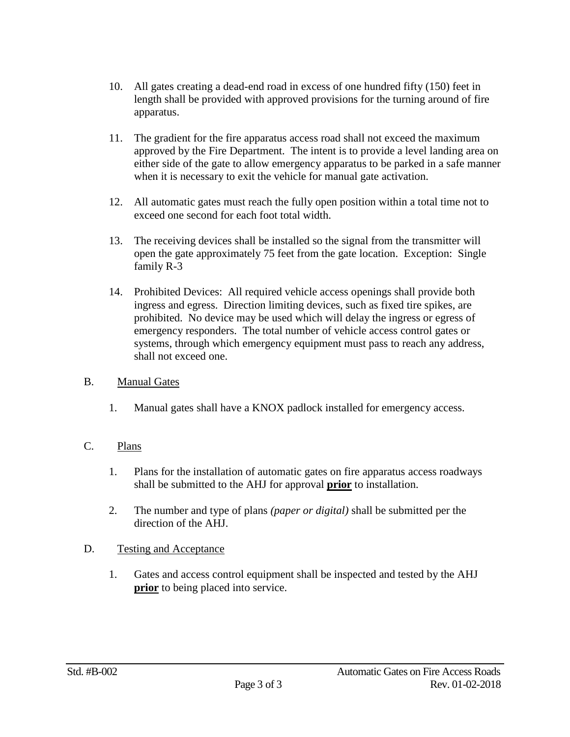10. All gates creating a dead-end road in excess of one hundred fifty (150) feet in length shall be provided with approved provisions for the turning around of fire apparatus.

11. The gradient for the fire apparatus access road shall not exceed the maximum approved by the Fire Department. The intent is to provide a level landing area on either side of the gate to allow emergency apparatus to be parked in a safe manner when it is necessary to exit the vehicle for manual gate activation.

12. All automatic gates must reach the fully open position within a total time not to exceed one second for each foot total width.

13. The receiving devices shall be installed so the signal from the transmitter will open the gate approximately 75 feet from the gate location. Exception: Single family R-3

14. Prohibited Devices: All required vehicle access openings shall provide both ingress and egress. Direction limiting devices, such as fixed tire spikes, are prohibited. No device may be used which will delay the ingress or egress of emergency responders. The total number of vehicle access control gates or systems, through which emergency equipment must pass to reach any address, shall not exceed one.

B. Manual Gates

1. Manual gates shall have a KNOX padlock installed for emergency access.

C. Plans

1. Plans for the installation of automatic gates on fire apparatus access roadways shall be submitted to the AHJ for approval **prior** to installation.

2. The number and type of plans *(paper or digital)* shall be submitted per the direction of the AHJ.

D. Testing and Acceptance

1. Gates and access control equipment shall be inspected and tested by the AHJ **prior** to being placed into service.